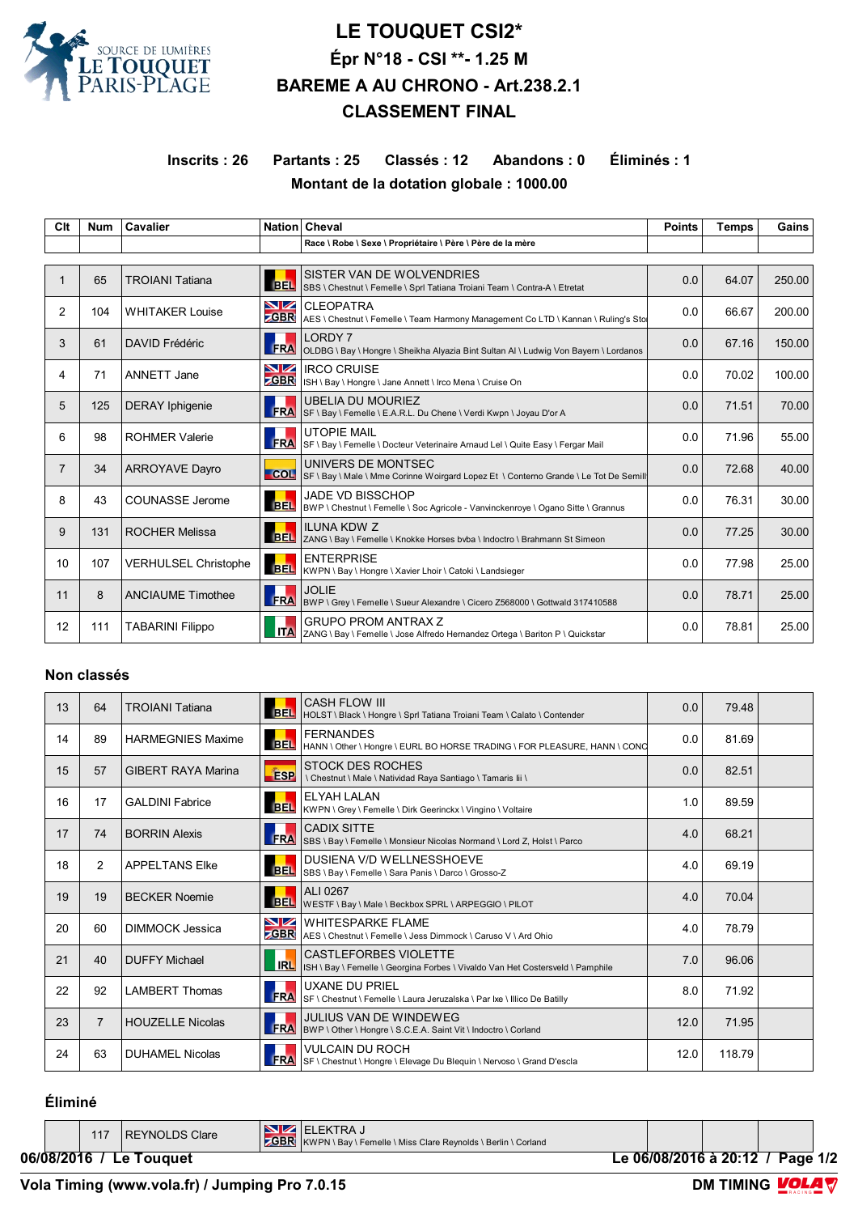# LE TOUQUET CSI2*

## Épr N°18 - CSI **- 1.25 M

## BAREME A AU CHRONO - Art.238.2.1

## CLASSEMENT FINAL

**Inscrits : 26 Partants : 25 Classés : 12 Abandons : 0 Éliminés : 1**

**Montant de la dotation globale : 1000.00**

| Clt | Num | Cavalier | Nation | Cheval<br>Race \ Robe \ Sexe \ Propriétaire \ Père \ Père de la mère | Points | Temps | Gains |
|---|---|---|---|---|---|---|---|
| 1 | 65 | TROIANI Tatiana | BEL | SISTER VAN DE WOLVENDRIES<br>SBS \ Chestnut \ Femelle \ Sprl Tatiana Troiani Team \ Contra-A \ Etretat | 0.0 | 64.07 | 250.00 |
| 2 | 104 | WHITAKER Louise | GBR | CLEOPATRA<br>AES \ Chestnut \ Femelle \ Team Harmony Management Co LTD \ Kannan \ Ruling's Sto | 0.0 | 66.67 | 200.00 |
| 3 | 61 | DAVID Frédéric | FRA | LORDY 7<br>OLDBG \ Bay \ Hongre \ Sheikha Alyazia Bint Sultan Al \ Ludwig Von Bayern \ Lordanos | 0.0 | 67.16 | 150.00 |
| 4 | 71 | ANNETT Jane | GBR | IRCO CRUISE<br>ISH \ Bay \ Hongre \ Jane Annett \ Irco Mena \ Cruise On | 0.0 | 70.02 | 100.00 |
| 5 | 125 | DERAY Iphigenie | FRA | UBELIA DU MOURIEZ<br>SF \ Bay \ Femelle \ E.A.R.L. Du Chene \ Verdi Kwpn \ Joyau D'or A | 0.0 | 71.51 | 70.00 |
| 6 | 98 | ROHMER Valerie | FRA | UTOPIE MAIL<br>SF \ Bay \ Femelle \ Docteur Veterinaire Arnaud Lel \ Quite Easy \ Fergar Mail | 0.0 | 71.96 | 55.00 |
| 7 | 34 | ARROYAVE Dayro | COL | UNIVERS DE MONTSEC<br>SF \ Bay \ Male \ Mme Corinne Woirgard Lopez Et \ Conterno Grande \ Le Tot De Semill | 0.0 | 72.68 | 40.00 |
| 8 | 43 | COUNASSE Jerome | BEL | JADE VD BISSCHOP<br>BWP \ Chestnut \ Femelle \ Soc Agricole - Vanvinckenroye \ Ogano Sitte \ Grannus | 0.0 | 76.31 | 30.00 |
| 9 | 131 | ROCHER Melissa | BEL | ILUNA KDW Z<br>ZANG \ Bay \ Femelle \ Knokke Horses bvba \ Indoctro \ Brahmann St Simeon | 0.0 | 77.25 | 30.00 |
| 10 | 107 | VERHULSEL Christophe | BEL | ENTERPRISE<br>KWPN \ Bay \ Hongre \ Xavier Lhoir \ Catoki \ Landsieger | 0.0 | 77.98 | 25.00 |
| 11 | 8 | ANCIAUME Timothee | FRA | JOLIE<br>BWP \ Grey \ Femelle \ Sueur Alexandre \ Cicero Z568000 \ Gottwald 317410588 | 0.0 | 78.71 | 25.00 |
| 12 | 111 | TABARINI Filippo | ITA | GRUPO PROM ANTRAX Z<br>ZANG \ Bay \ Femelle \ Jose Alfredo Hernandez Ortega \ Bariton P \ Quickstar | 0.0 | 78.81 | 25.00 |

### Non classés

| Clt | Num | Cavalier | Nation | Cheval | Points | Temps | Gains |
|---|---|---|---|---|---|---|---|
| 13 | 64 | TROIANI Tatiana | BEL | CASH FLOW III<br>HOLST \ Black \ Hongre \ Sprl Tatiana Troiani Team \ Calato \ Contender | 0.0 | 79.48 | |
| 14 | 89 | HARMEGNIES Maxime | BEL | FERNANDES<br>HANN \ Other \ Hongre \ EURL BO HORSE TRADING \ FOR PLEASURE, HANN \ CONC | 0.0 | 81.69 | |
| 15 | 57 | GIBERT RAYA Marina | ESP | STOCK DES ROCHES<br>\ Chestnut \ Male \ Natividad Raya Santiago \ Tamaris Iii \ | 0.0 | 82.51 | |
| 16 | 17 | GALDINI Fabrice | BEL | ELYAH LALAN<br>KWPN \ Grey \ Femelle \ Dirk Geerinckx \ Vingino \ Voltaire | 1.0 | 89.59 | |
| 17 | 74 | BORRIN Alexis | FRA | CADIX SITTE<br>SBS \ Bay \ Femelle \ Monsieur Nicolas Normand \ Lord Z, Holst \ Parco | 4.0 | 68.21 | |
| 18 | 2 | APPELTANS Elke | BEL | DUSIENA V/D WELLNESSHOEVE<br>SBS \ Bay \ Femelle \ Sara Panis \ Darco \ Grosso-Z | 4.0 | 69.19 | |
| 19 | 19 | BECKER Noemie | BEL | ALI 0267<br>WESTF \ Bay \ Male \ Beckbox SPRL \ ARPEGGIO \ PILOT | 4.0 | 70.04 | |
| 20 | 60 | DIMMOCK Jessica | GBR | WHITESPARKE FLAME<br>AES \ Chestnut \ Femelle \ Jess Dimmock \ Caruso V \ Ard Ohio | 4.0 | 78.79 | |
| 21 | 40 | DUFFY Michael | IRL | CASTLEFORBES VIOLETTE<br>ISH \ Bay \ Femelle \ Georgina Forbes \ Vivaldo Van Het Costersveld \ Pamphile | 7.0 | 96.06 | |
| 22 | 92 | LAMBERT Thomas | FRA | UXANE DU PRIEL<br>SF \ Chestnut \ Femelle \ Laura Jeruzalska \ Par Ixe \ Illico De Batilly | 8.0 | 71.92 | |
| 23 | 7 | HOUZELLE Nicolas | FRA | JULIUS VAN DE WINDEWEG<br>BWP \ Other \ Hongre \ S.C.E.A. Saint Vit \ Indoctro \ Corland | 12.0 | 71.95 | |
| 24 | 63 | DUHAMEL Nicolas | FRA | VULCAIN DU ROCH<br>SF \ Chestnut \ Hongre \ Elevage Du Blequin \ Nervoso \ Grand D'escla | 12.0 | 118.79 | |

### Éliminé

| Clt | Num | Cavalier | Nation | Cheval | Points | Temps | Gains |
|---|---|---|---|---|---|---|---|
| | 117 | REYNOLDS Clare | GBR | ELEKTRA J<br>KWPN \ Bay \ Femelle \ Miss Clare Reynolds \ Berlin \ Corland | | | |

06/08/2016 / Le Touquet — Le 06/08/2016 à 20:12

Vola Timing (www.vola.fr) / Jumping Pro 7.0.15 — DM TIMING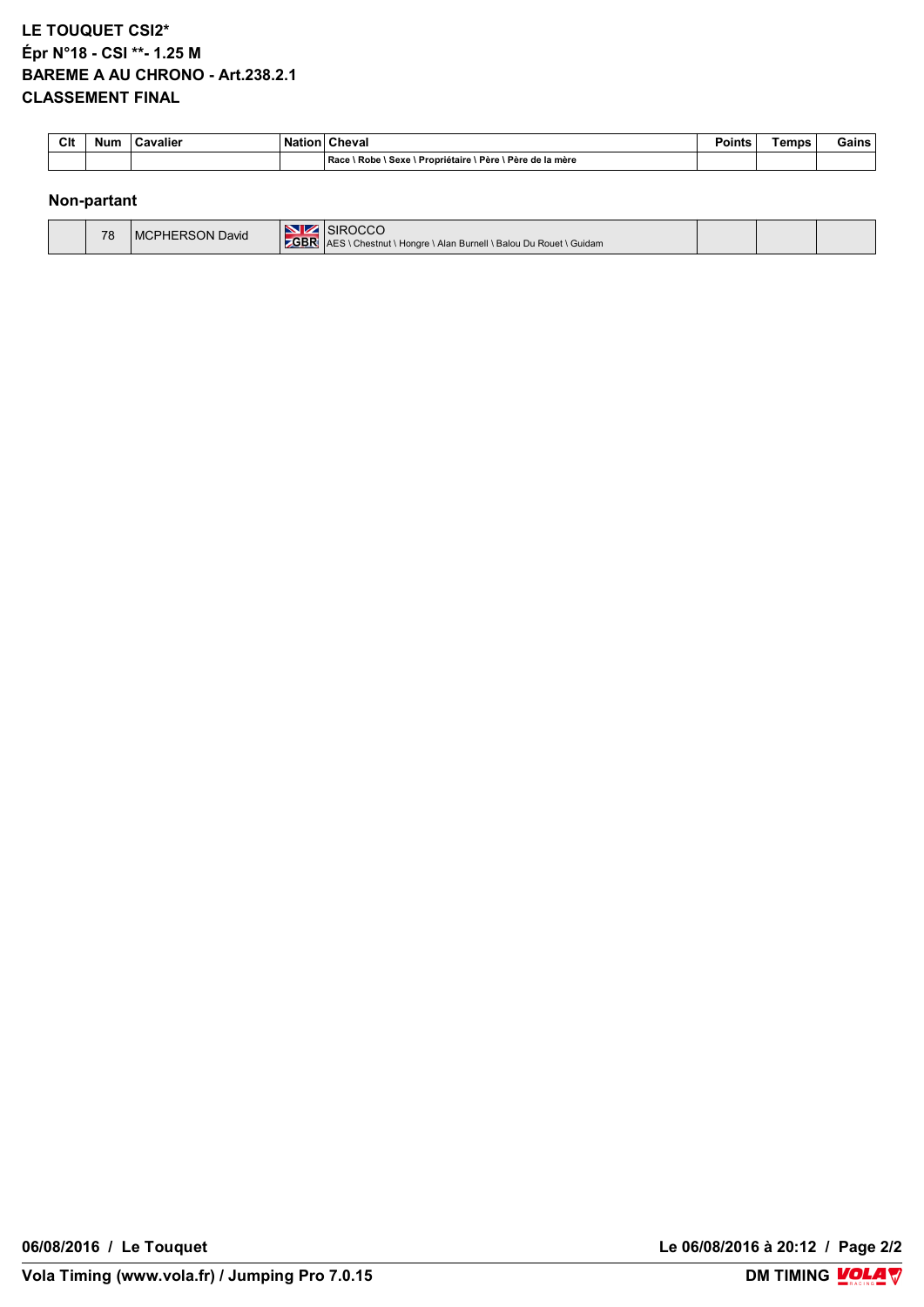**LE TOUQUET CSI2***
**Épr N°18 - CSI **- 1.25 M**
**BAREME A AU CHRONO - Art.238.2.1**
**CLASSEMENT FINAL**

| Clt | Num | Cavalier | Nation | Cheval | Points | Temps | Gains |
|---|---|---|---|---|---|---|---|
| | | | | Race \ Robe \ Sexe \ Propriétaire \ Père \ Père de la mère | | | |

**Non-partant**

| Clt | Num | Cavalier | Nation | Cheval | Points | Temps | Gains |
|---|---|---|---|---|---|---|---|
| | 78 | MCPHERSON David | GBR | SIROCCO<br>AES \ Chestnut \ Hongre \ Alan Burnell \ Balou Du Rouet \ Guidam | | | |

06/08/2016 / Le Touquet

Le 06/08/2016 à 20:12

Vola Timing (www.vola.fr) / Jumping Pro 7.0.15

DM TIMING